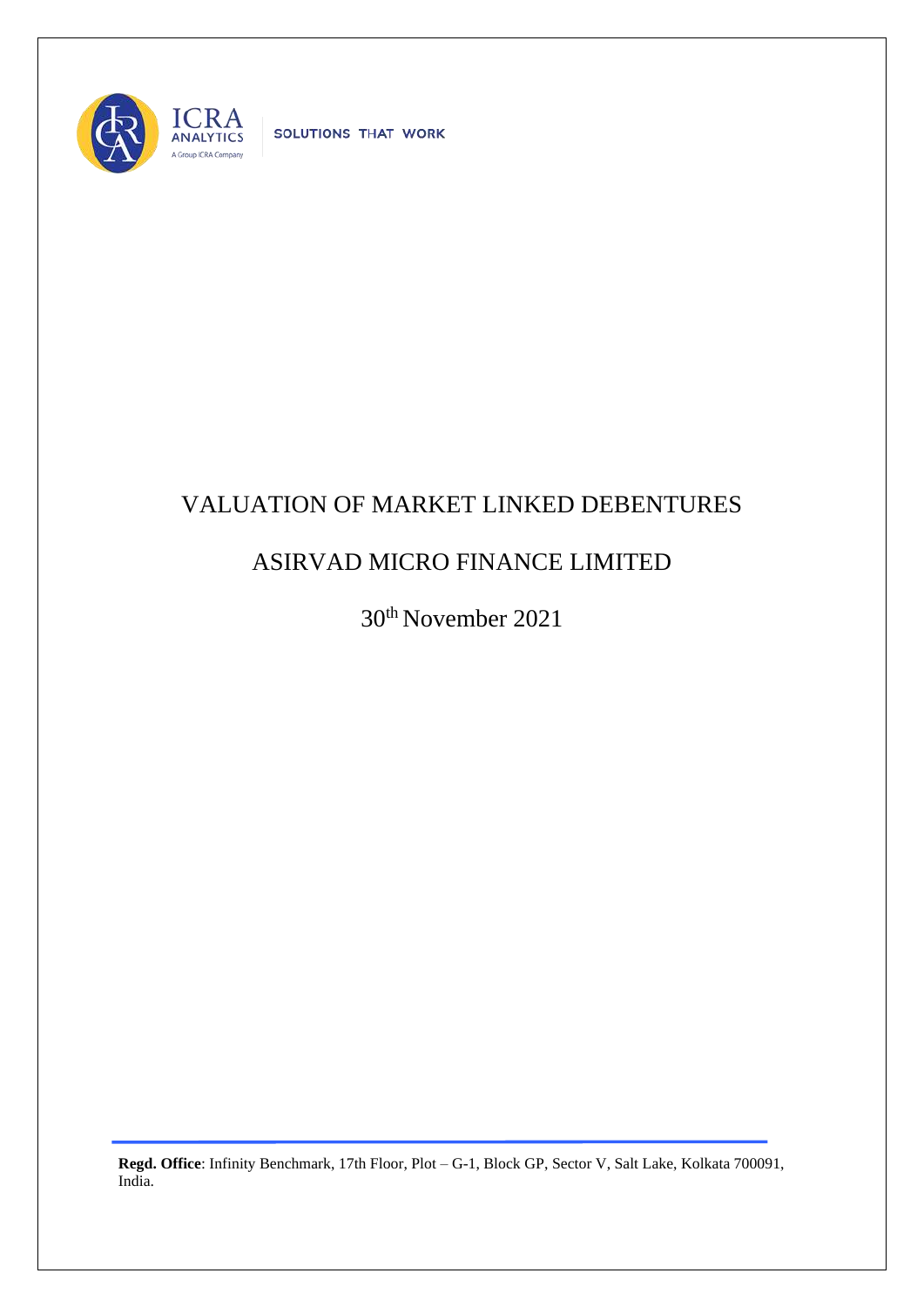ICRA ANALYTICS

A Group ICRA Company

SOLUTIONS THAT WORK

# VALUATION OF MARKET LINKED DEBENTURES

## ASIRVAD MICRO FINANCE LIMITED

30th November 2021

**Regd. Office**: Infinity Benchmark, 17th Floor, Plot – G-1, Block GP, Sector V, Salt Lake, Kolkata 700091, India.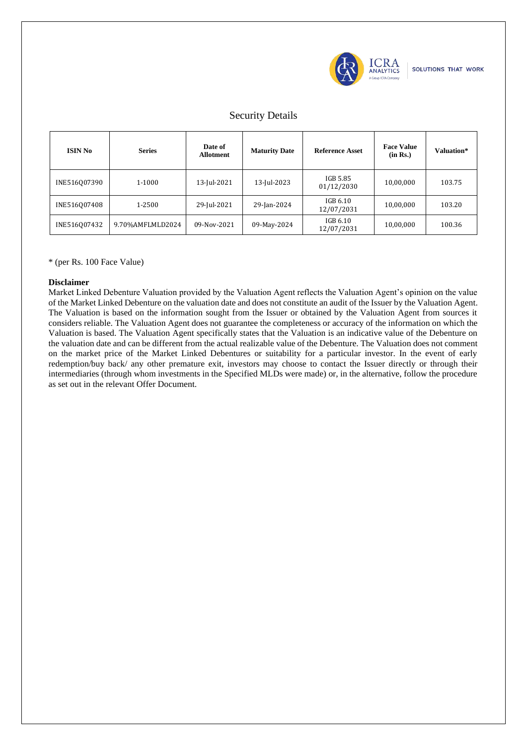## Security Details

| ISIN No | Series | Date of Allotment | Maturity Date | Reference Asset | Face Value (in Rs.) | Valuation* |
|---|---|---|---|---|---|---|
| INE516Q07390 | 1-1000 | 13-Jul-2021 | 13-Jul-2023 | IGB 5.85 01/12/2030 | 10,00,000 | 103.75 |
| INE516Q07408 | 1-2500 | 29-Jul-2021 | 29-Jan-2024 | IGB 6.10 12/07/2031 | 10,00,000 | 103.20 |
| INE516Q07432 | 9.70%AMFLMLD2024 | 09-Nov-2021 | 09-May-2024 | IGB 6.10 12/07/2031 | 10,00,000 | 100.36 |

* (per Rs. 100 Face Value)

**Disclaimer**

Market Linked Debenture Valuation provided by the Valuation Agent reflects the Valuation Agent's opinion on the value of the Market Linked Debenture on the valuation date and does not constitute an audit of the Issuer by the Valuation Agent. The Valuation is based on the information sought from the Issuer or obtained by the Valuation Agent from sources it considers reliable. The Valuation Agent does not guarantee the completeness or accuracy of the information on which the Valuation is based. The Valuation Agent specifically states that the Valuation is an indicative value of the Debenture on the valuation date and can be different from the actual realizable value of the Debenture. The Valuation does not comment on the market price of the Market Linked Debentures or suitability for a particular investor. In the event of early redemption/buy back/ any other premature exit, investors may choose to contact the Issuer directly or through their intermediaries (through whom investments in the Specified MLDs were made) or, in the alternative, follow the procedure as set out in the relevant Offer Document.